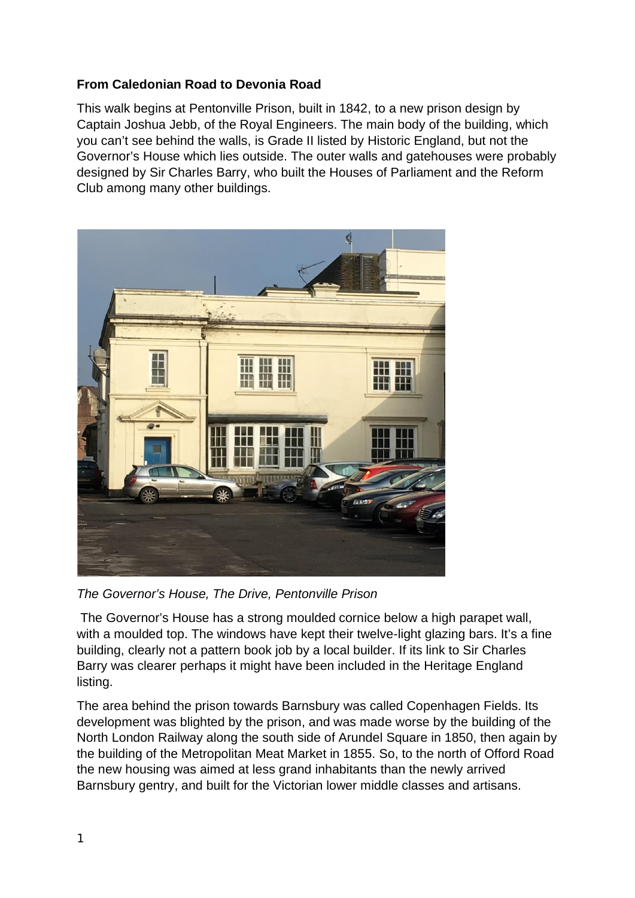**From Caledonian Road to Devonia Road**

This walk begins at Pentonville Prison, built in 1842, to a new prison design by Captain Joshua Jebb, of the Royal Engineers. The main body of the building, which you can't see behind the walls, is Grade II listed by Historic England, but not the Governor's House which lies outside. The outer walls and gatehouses were probably designed by Sir Charles Barry, who built the Houses of Parliament and the Reform Club among many other buildings.

*The Governor's House, The Drive, Pentonville Prison*

The Governor's House has a strong moulded cornice below a high parapet wall, with a moulded top. The windows have kept their twelve-light glazing bars. It's a fine building, clearly not a pattern book job by a local builder. If its link to Sir Charles Barry was clearer perhaps it might have been included in the Heritage England listing.

The area behind the prison towards Barnsbury was called Copenhagen Fields. Its development was blighted by the prison, and was made worse by the building of the North London Railway along the south side of Arundel Square in 1850, then again by the building of the Metropolitan Meat Market in 1855. So, to the north of Offord Road the new housing was aimed at less grand inhabitants than the newly arrived Barnsbury gentry, and built for the Victorian lower middle classes and artisans.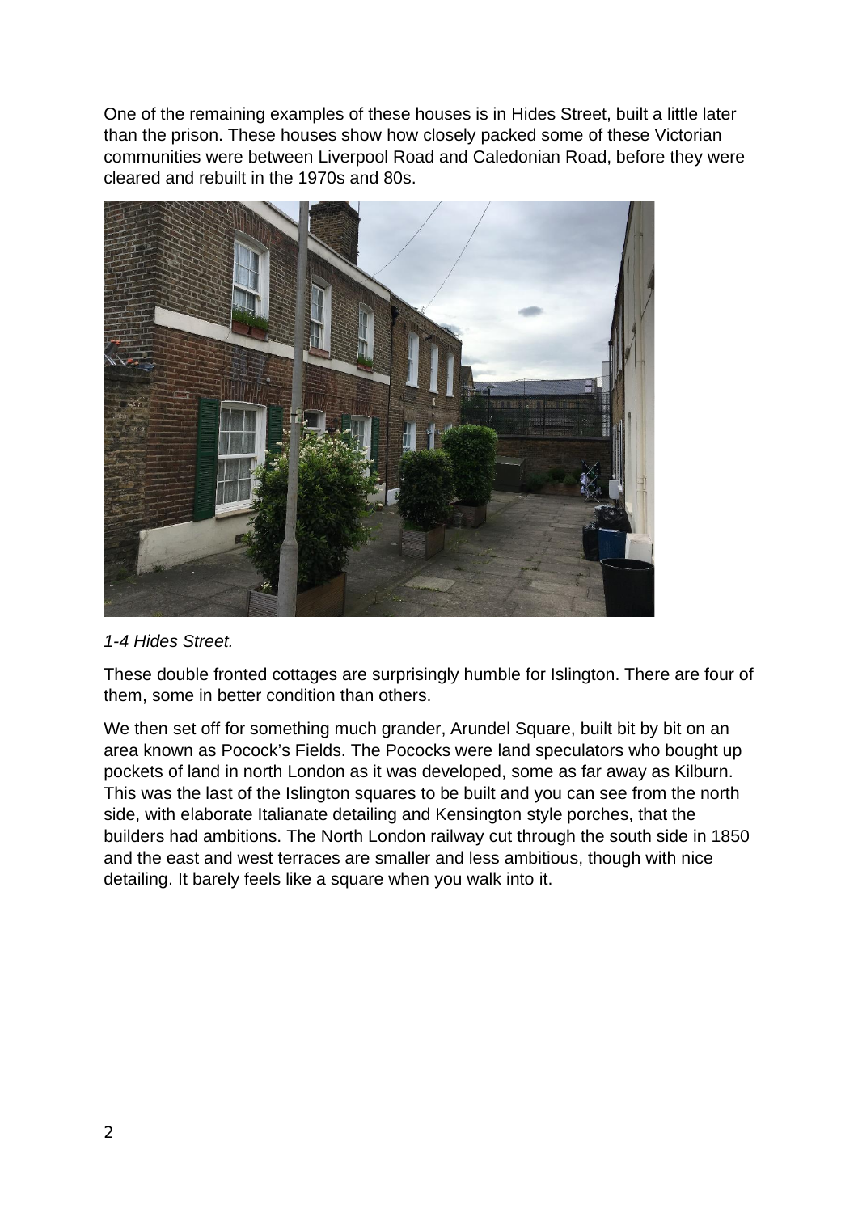One of the remaining examples of these houses is in Hides Street, built a little later than the prison. These houses show how closely packed some of these Victorian communities were between Liverpool Road and Caledonian Road, before they were cleared and rebuilt in the 1970s and 80s.

*1-4 Hides Street.*

These double fronted cottages are surprisingly humble for Islington. There are four of them, some in better condition than others.

We then set off for something much grander, Arundel Square, built bit by bit on an area known as Pocock's Fields. The Pococks were land speculators who bought up pockets of land in north London as it was developed, some as far away as Kilburn. This was the last of the Islington squares to be built and you can see from the north side, with elaborate Italianate detailing and Kensington style porches, that the builders had ambitions. The North London railway cut through the south side in 1850 and the east and west terraces are smaller and less ambitious, though with nice detailing. It barely feels like a square when you walk into it.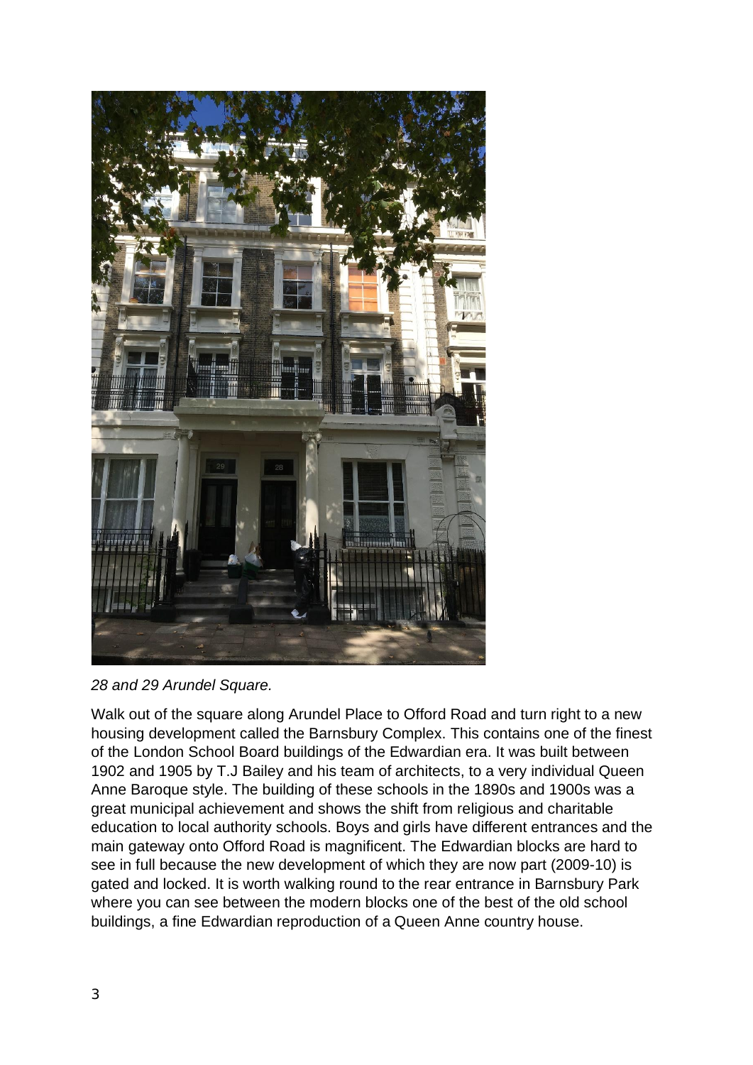*28 and 29 Arundel Square.*

Walk out of the square along Arundel Place to Offord Road and turn right to a new housing development called the Barnsbury Complex. This contains one of the finest of the London School Board buildings of the Edwardian era. It was built between 1902 and 1905 by T.J Bailey and his team of architects, to a very individual Queen Anne Baroque style. The building of these schools in the 1890s and 1900s was a great municipal achievement and shows the shift from religious and charitable education to local authority schools. Boys and girls have different entrances and the main gateway onto Offord Road is magnificent. The Edwardian blocks are hard to see in full because the new development of which they are now part (2009-10) is gated and locked. It is worth walking round to the rear entrance in Barnsbury Park where you can see between the modern blocks one of the best of the old school buildings, a fine Edwardian reproduction of a Queen Anne country house.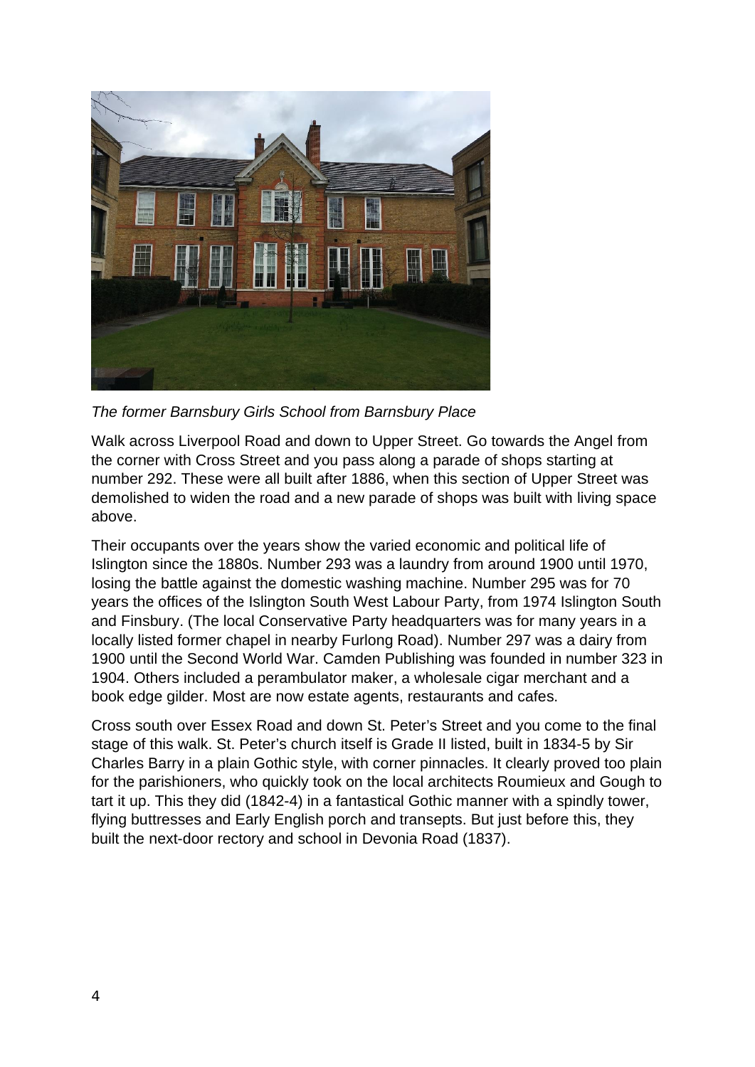*The former Barnsbury Girls School from Barnsbury Place*

Walk across Liverpool Road and down to Upper Street. Go towards the Angel from the corner with Cross Street and you pass along a parade of shops starting at number 292. These were all built after 1886, when this section of Upper Street was demolished to widen the road and a new parade of shops was built with living space above.

Their occupants over the years show the varied economic and political life of Islington since the 1880s. Number 293 was a laundry from around 1900 until 1970, losing the battle against the domestic washing machine. Number 295 was for 70 years the offices of the Islington South West Labour Party, from 1974 Islington South and Finsbury. (The local Conservative Party headquarters was for many years in a locally listed former chapel in nearby Furlong Road). Number 297 was a dairy from 1900 until the Second World War. Camden Publishing was founded in number 323 in 1904. Others included a perambulator maker, a wholesale cigar merchant and a book edge gilder. Most are now estate agents, restaurants and cafes.

Cross south over Essex Road and down St. Peter's Street and you come to the final stage of this walk. St. Peter's church itself is Grade II listed, built in 1834-5 by Sir Charles Barry in a plain Gothic style, with corner pinnacles. It clearly proved too plain for the parishioners, who quickly took on the local architects Roumieux and Gough to tart it up. This they did (1842-4) in a fantastical Gothic manner with a spindly tower, flying buttresses and Early English porch and transepts. But just before this, they built the next-door rectory and school in Devonia Road (1837).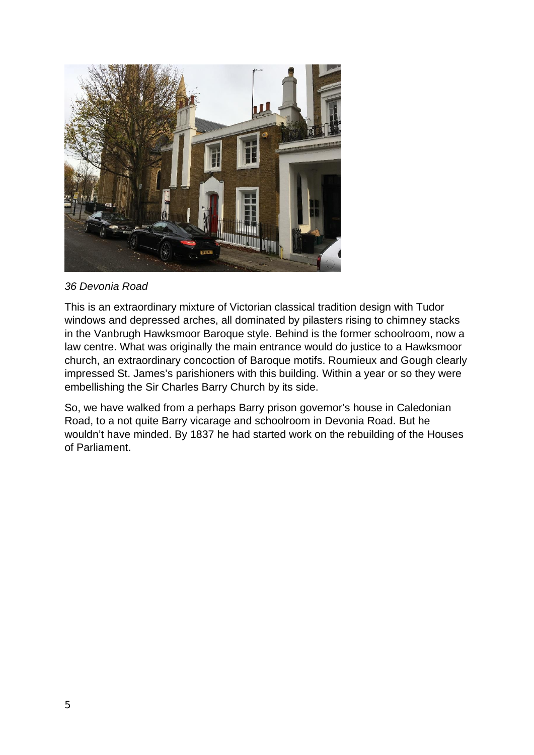*36 Devonia Road*

This is an extraordinary mixture of Victorian classical tradition design with Tudor windows and depressed arches, all dominated by pilasters rising to chimney stacks in the Vanbrugh Hawksmoor Baroque style. Behind is the former schoolroom, now a law centre. What was originally the main entrance would do justice to a Hawksmoor church, an extraordinary concoction of Baroque motifs. Roumieux and Gough clearly impressed St. James's parishioners with this building. Within a year or so they were embellishing the Sir Charles Barry Church by its side.

So, we have walked from a perhaps Barry prison governor's house in Caledonian Road, to a not quite Barry vicarage and schoolroom in Devonia Road. But he wouldn't have minded. By 1837 he had started work on the rebuilding of the Houses of Parliament.